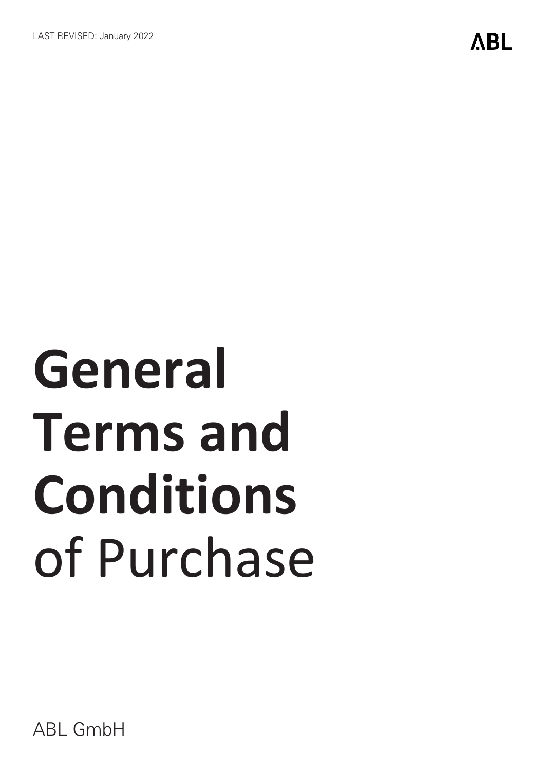LAST REVISED: January 2022

ABL

# General Terms and Conditions of Purchase

ABL GmbH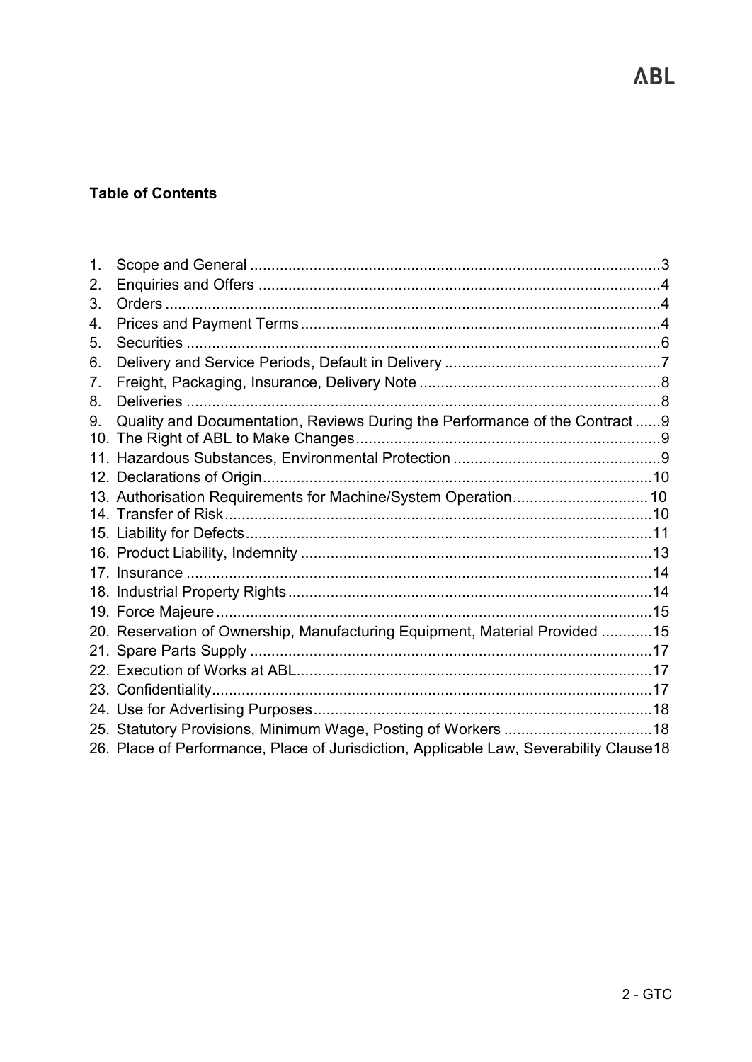**Table of Contents**

1. Scope and General ....................................................................................... 3
2. Enquiries and Offers ...................................................................................... 4
3. Orders ........................................................................................................... 4
4. Prices and Payment Terms ............................................................................ 4
5. Securities ...................................................................................................... 6
6. Delivery and Service Periods, Default in Delivery .......................................... 7
7. Freight, Packaging, Insurance, Delivery Note ................................................ 8
8. Deliveries ...................................................................................................... 8
9. Quality and Documentation, Reviews During the Performance of the Contract ...... 9
10. The Right of ABL to Make Changes ............................................................. 9
11. Hazardous Substances, Environmental Protection ........................................ 9
12. Declarations of Origin ................................................................................... 10
13. Authorisation Requirements for Machine/System Operation ......................... 10
14. Transfer of Risk ............................................................................................ 10
15. Liability for Defects ....................................................................................... 11
16. Product Liability, Indemnity .......................................................................... 13
17. Insurance ..................................................................................................... 14
18. Industrial Property Rights ............................................................................. 14
19. Force Majeure .............................................................................................. 15
20. Reservation of Ownership, Manufacturing Equipment, Material Provided ...... 15
21. Spare Parts Supply ...................................................................................... 17
22. Execution of Works at ABL ........................................................................... 17
23. Confidentiality ............................................................................................... 17
24. Use for Advertising Purposes ....................................................................... 18
25. Statutory Provisions, Minimum Wage, Posting of Workers ........................... 18
26. Place of Performance, Place of Jurisdiction, Applicable Law, Severability Clause 18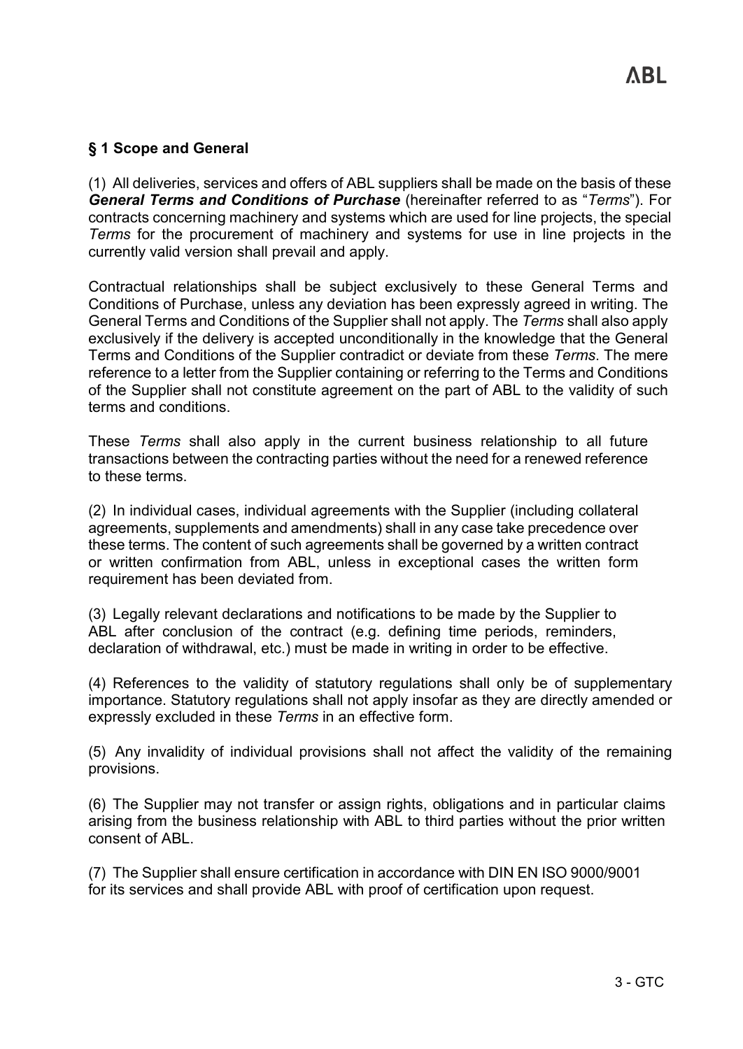## § 1 Scope and General

(1) All deliveries, services and offers of ABL suppliers shall be made on the basis of these ***General Terms and Conditions of Purchase*** (hereinafter referred to as "*Terms*"). For contracts concerning machinery and systems which are used for line projects, the special *Terms* for the procurement of machinery and systems for use in line projects in the currently valid version shall prevail and apply.

Contractual relationships shall be subject exclusively to these General Terms and Conditions of Purchase, unless any deviation has been expressly agreed in writing. The General Terms and Conditions of the Supplier shall not apply. The *Terms* shall also apply exclusively if the delivery is accepted unconditionally in the knowledge that the General Terms and Conditions of the Supplier contradict or deviate from these *Terms*. The mere reference to a letter from the Supplier containing or referring to the Terms and Conditions of the Supplier shall not constitute agreement on the part of ABL to the validity of such terms and conditions.

These *Terms* shall also apply in the current business relationship to all future transactions between the contracting parties without the need for a renewed reference to these terms.

(2) In individual cases, individual agreements with the Supplier (including collateral agreements, supplements and amendments) shall in any case take precedence over these terms. The content of such agreements shall be governed by a written contract or written confirmation from ABL, unless in exceptional cases the written form requirement has been deviated from.

(3) Legally relevant declarations and notifications to be made by the Supplier to ABL after conclusion of the contract (e.g. defining time periods, reminders, declaration of withdrawal, etc.) must be made in writing in order to be effective.

(4) References to the validity of statutory regulations shall only be of supplementary importance. Statutory regulations shall not apply insofar as they are directly amended or expressly excluded in these *Terms* in an effective form.

(5) Any invalidity of individual provisions shall not affect the validity of the remaining provisions.

(6) The Supplier may not transfer or assign rights, obligations and in particular claims arising from the business relationship with ABL to third parties without the prior written consent of ABL.

(7) The Supplier shall ensure certification in accordance with DIN EN ISO 9000/9001 for its services and shall provide ABL with proof of certification upon request.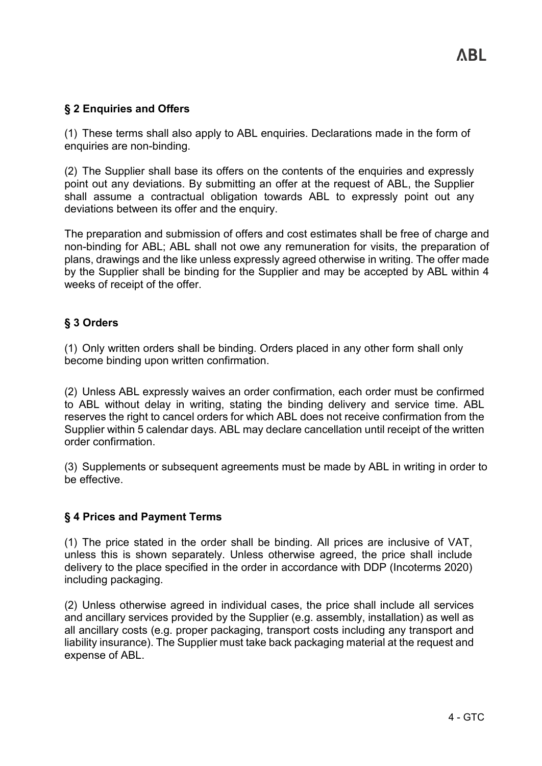## § 2 Enquiries and Offers

(1) These terms shall also apply to ABL enquiries. Declarations made in the form of enquiries are non-binding.

(2) The Supplier shall base its offers on the contents of the enquiries and expressly point out any deviations. By submitting an offer at the request of ABL, the Supplier shall assume a contractual obligation towards ABL to expressly point out any deviations between its offer and the enquiry.

The preparation and submission of offers and cost estimates shall be free of charge and non-binding for ABL; ABL shall not owe any remuneration for visits, the preparation of plans, drawings and the like unless expressly agreed otherwise in writing. The offer made by the Supplier shall be binding for the Supplier and may be accepted by ABL within 4 weeks of receipt of the offer.

## § 3 Orders

(1) Only written orders shall be binding. Orders placed in any other form shall only become binding upon written confirmation.

(2) Unless ABL expressly waives an order confirmation, each order must be confirmed to ABL without delay in writing, stating the binding delivery and service time. ABL reserves the right to cancel orders for which ABL does not receive confirmation from the Supplier within 5 calendar days. ABL may declare cancellation until receipt of the written order confirmation.

(3) Supplements or subsequent agreements must be made by ABL in writing in order to be effective.

## § 4 Prices and Payment Terms

(1) The price stated in the order shall be binding. All prices are inclusive of VAT, unless this is shown separately. Unless otherwise agreed, the price shall include delivery to the place specified in the order in accordance with DDP (Incoterms 2020) including packaging.

(2) Unless otherwise agreed in individual cases, the price shall include all services and ancillary services provided by the Supplier (e.g. assembly, installation) as well as all ancillary costs (e.g. proper packaging, transport costs including any transport and liability insurance). The Supplier must take back packaging material at the request and expense of ABL.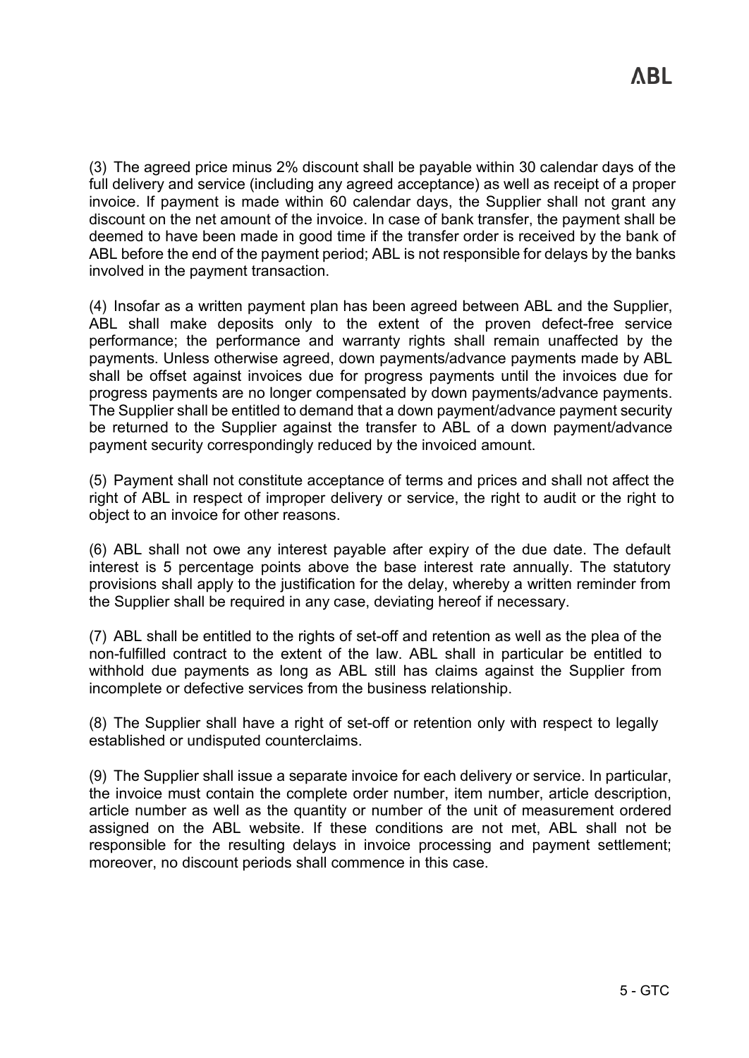(3) The agreed price minus 2% discount shall be payable within 30 calendar days of the full delivery and service (including any agreed acceptance) as well as receipt of a proper invoice. If payment is made within 60 calendar days, the Supplier shall not grant any discount on the net amount of the invoice. In case of bank transfer, the payment shall be deemed to have been made in good time if the transfer order is received by the bank of ABL before the end of the payment period; ABL is not responsible for delays by the banks involved in the payment transaction.

(4) Insofar as a written payment plan has been agreed between ABL and the Supplier, ABL shall make deposits only to the extent of the proven defect-free service performance; the performance and warranty rights shall remain unaffected by the payments. Unless otherwise agreed, down payments/advance payments made by ABL shall be offset against invoices due for progress payments until the invoices due for progress payments are no longer compensated by down payments/advance payments. The Supplier shall be entitled to demand that a down payment/advance payment security be returned to the Supplier against the transfer to ABL of a down payment/advance payment security correspondingly reduced by the invoiced amount.

(5) Payment shall not constitute acceptance of terms and prices and shall not affect the right of ABL in respect of improper delivery or service, the right to audit or the right to object to an invoice for other reasons.

(6) ABL shall not owe any interest payable after expiry of the due date. The default interest is 5 percentage points above the base interest rate annually. The statutory provisions shall apply to the justification for the delay, whereby a written reminder from the Supplier shall be required in any case, deviating hereof if necessary.

(7) ABL shall be entitled to the rights of set-off and retention as well as the plea of the non-fulfilled contract to the extent of the law. ABL shall in particular be entitled to withhold due payments as long as ABL still has claims against the Supplier from incomplete or defective services from the business relationship.

(8) The Supplier shall have a right of set-off or retention only with respect to legally established or undisputed counterclaims.

(9) The Supplier shall issue a separate invoice for each delivery or service. In particular, the invoice must contain the complete order number, item number, article description, article number as well as the quantity or number of the unit of measurement ordered assigned on the ABL website. If these conditions are not met, ABL shall not be responsible for the resulting delays in invoice processing and payment settlement; moreover, no discount periods shall commence in this case.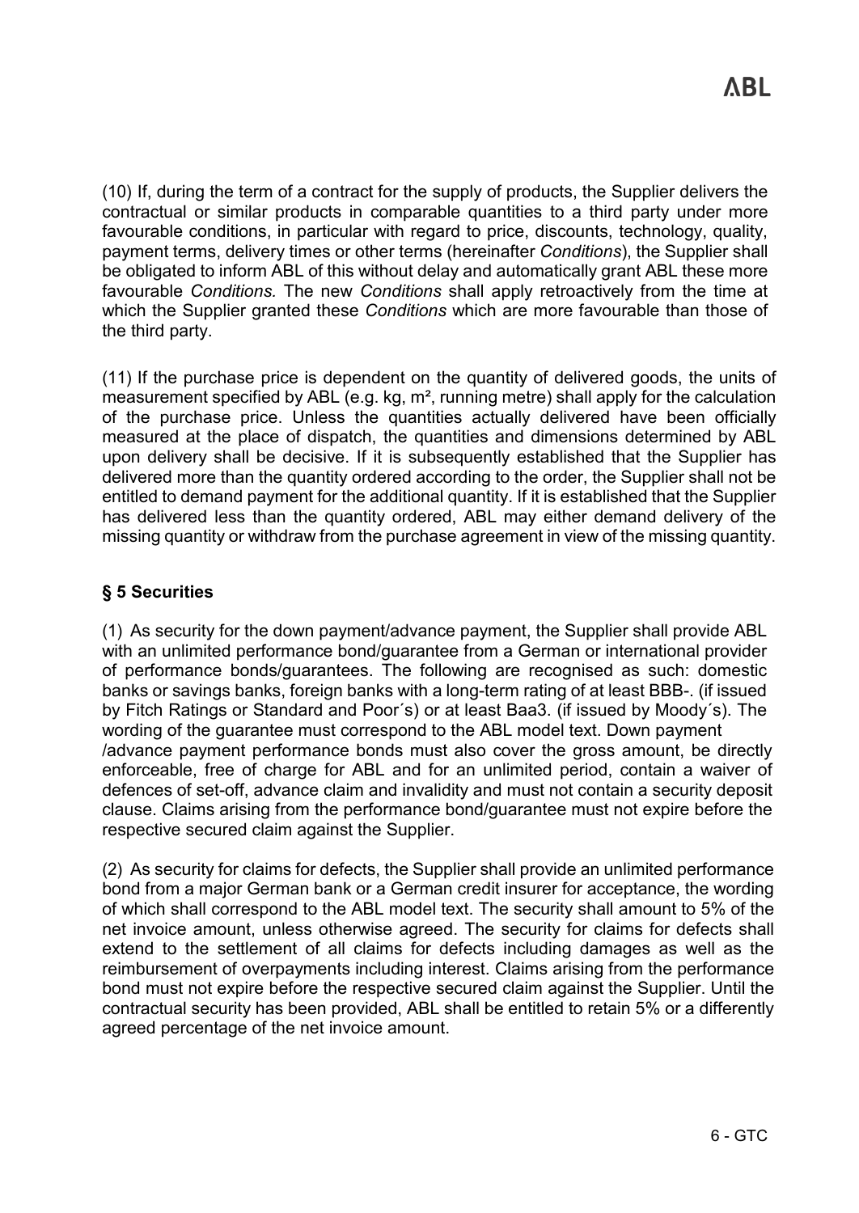(10) If, during the term of a contract for the supply of products, the Supplier delivers the contractual or similar products in comparable quantities to a third party under more favourable conditions, in particular with regard to price, discounts, technology, quality, payment terms, delivery times or other terms (hereinafter *Conditions*), the Supplier shall be obligated to inform ABL of this without delay and automatically grant ABL these more favourable *Conditions.* The new *Conditions* shall apply retroactively from the time at which the Supplier granted these *Conditions* which are more favourable than those of the third party.

(11) If the purchase price is dependent on the quantity of delivered goods, the units of measurement specified by ABL (e.g. kg, m², running metre) shall apply for the calculation of the purchase price. Unless the quantities actually delivered have been officially measured at the place of dispatch, the quantities and dimensions determined by ABL upon delivery shall be decisive. If it is subsequently established that the Supplier has delivered more than the quantity ordered according to the order, the Supplier shall not be entitled to demand payment for the additional quantity. If it is established that the Supplier has delivered less than the quantity ordered, ABL may either demand delivery of the missing quantity or withdraw from the purchase agreement in view of the missing quantity.

## § 5 Securities

(1) As security for the down payment/advance payment, the Supplier shall provide ABL with an unlimited performance bond/guarantee from a German or international provider of performance bonds/guarantees. The following are recognised as such: domestic banks or savings banks, foreign banks with a long-term rating of at least BBB-. (if issued by Fitch Ratings or Standard and Poor´s) or at least Baa3. (if issued by Moody´s). The wording of the guarantee must correspond to the ABL model text. Down payment /advance payment performance bonds must also cover the gross amount, be directly enforceable, free of charge for ABL and for an unlimited period, contain a waiver of defences of set-off, advance claim and invalidity and must not contain a security deposit clause. Claims arising from the performance bond/guarantee must not expire before the respective secured claim against the Supplier.

(2) As security for claims for defects, the Supplier shall provide an unlimited performance bond from a major German bank or a German credit insurer for acceptance, the wording of which shall correspond to the ABL model text. The security shall amount to 5% of the net invoice amount, unless otherwise agreed. The security for claims for defects shall extend to the settlement of all claims for defects including damages as well as the reimbursement of overpayments including interest. Claims arising from the performance bond must not expire before the respective secured claim against the Supplier. Until the contractual security has been provided, ABL shall be entitled to retain 5% or a differently agreed percentage of the net invoice amount.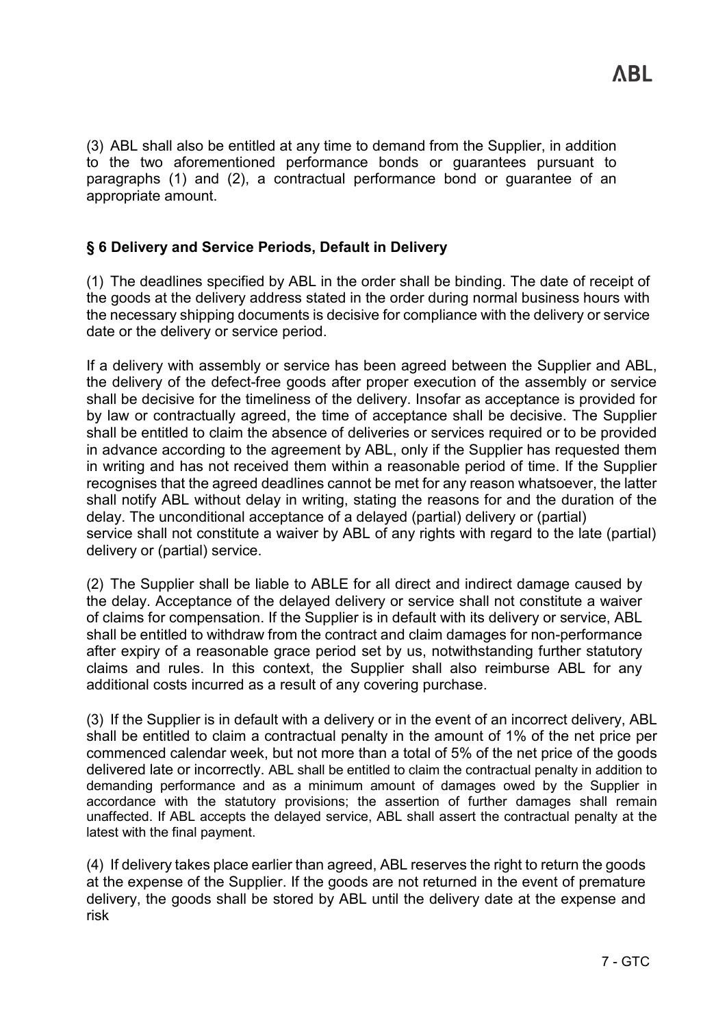(3) ABL shall also be entitled at any time to demand from the Supplier, in addition to the two aforementioned performance bonds or guarantees pursuant to paragraphs (1) and (2), a contractual performance bond or guarantee of an appropriate amount.

## § 6 Delivery and Service Periods, Default in Delivery

(1) The deadlines specified by ABL in the order shall be binding. The date of receipt of the goods at the delivery address stated in the order during normal business hours with the necessary shipping documents is decisive for compliance with the delivery or service date or the delivery or service period.

If a delivery with assembly or service has been agreed between the Supplier and ABL, the delivery of the defect-free goods after proper execution of the assembly or service shall be decisive for the timeliness of the delivery. Insofar as acceptance is provided for by law or contractually agreed, the time of acceptance shall be decisive. The Supplier shall be entitled to claim the absence of deliveries or services required or to be provided in advance according to the agreement by ABL, only if the Supplier has requested them in writing and has not received them within a reasonable period of time. If the Supplier recognises that the agreed deadlines cannot be met for any reason whatsoever, the latter shall notify ABL without delay in writing, stating the reasons for and the duration of the delay. The unconditional acceptance of a delayed (partial) delivery or (partial) service shall not constitute a waiver by ABL of any rights with regard to the late (partial) delivery or (partial) service.

(2) The Supplier shall be liable to ABLE for all direct and indirect damage caused by the delay. Acceptance of the delayed delivery or service shall not constitute a waiver of claims for compensation. If the Supplier is in default with its delivery or service, ABL shall be entitled to withdraw from the contract and claim damages for non-performance after expiry of a reasonable grace period set by us, notwithstanding further statutory claims and rules. In this context, the Supplier shall also reimburse ABL for any additional costs incurred as a result of any covering purchase.

(3) If the Supplier is in default with a delivery or in the event of an incorrect delivery, ABL shall be entitled to claim a contractual penalty in the amount of 1% of the net price per commenced calendar week, but not more than a total of 5% of the net price of the goods delivered late or incorrectly. ABL shall be entitled to claim the contractual penalty in addition to demanding performance and as a minimum amount of damages owed by the Supplier in accordance with the statutory provisions; the assertion of further damages shall remain unaffected. If ABL accepts the delayed service, ABL shall assert the contractual penalty at the latest with the final payment.

(4) If delivery takes place earlier than agreed, ABL reserves the right to return the goods at the expense of the Supplier. If the goods are not returned in the event of premature delivery, the goods shall be stored by ABL until the delivery date at the expense and risk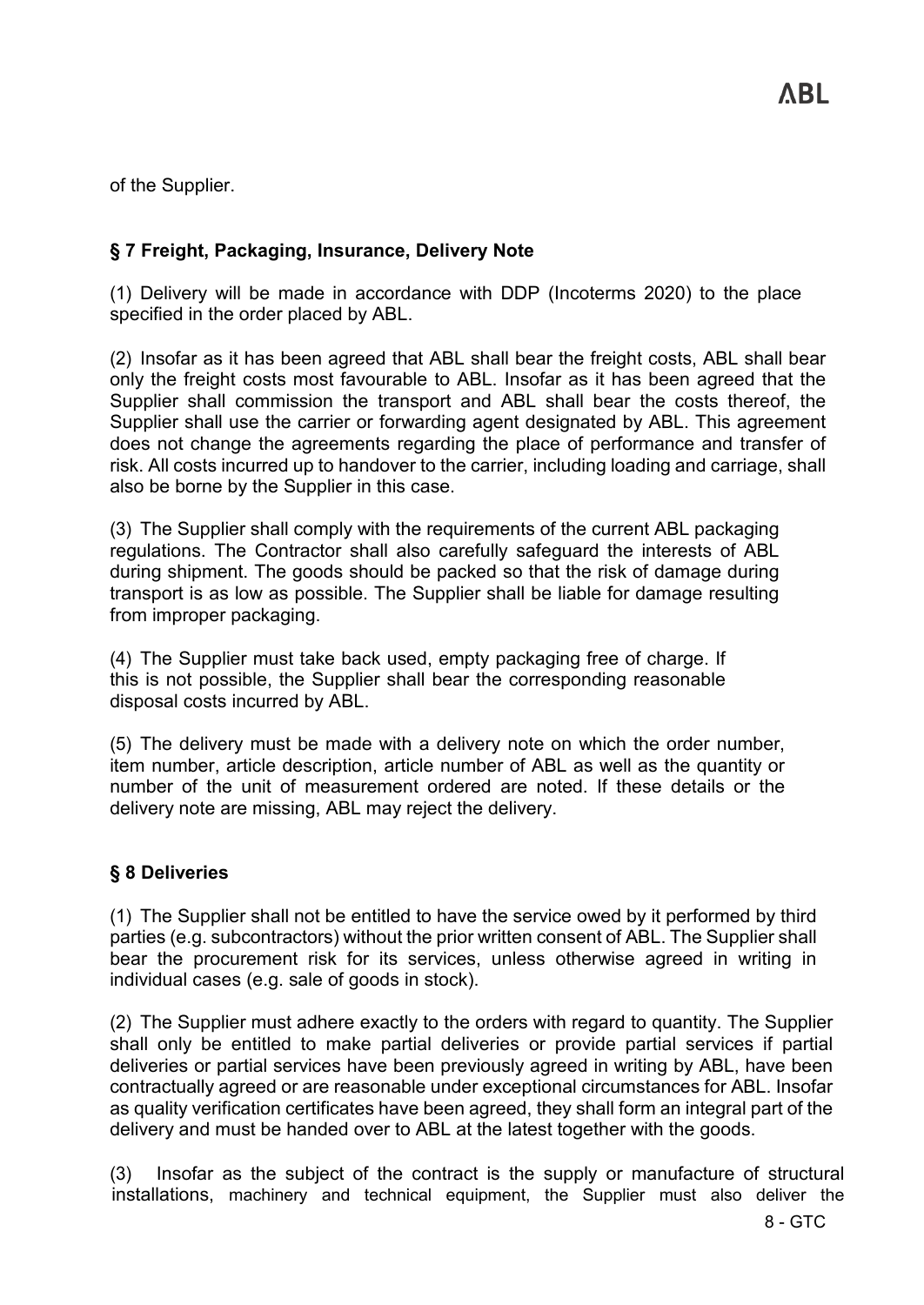of the Supplier.

## § 7 Freight, Packaging, Insurance, Delivery Note

(1) Delivery will be made in accordance with DDP (Incoterms 2020) to the place specified in the order placed by ABL.

(2) Insofar as it has been agreed that ABL shall bear the freight costs, ABL shall bear only the freight costs most favourable to ABL. Insofar as it has been agreed that the Supplier shall commission the transport and ABL shall bear the costs thereof, the Supplier shall use the carrier or forwarding agent designated by ABL. This agreement does not change the agreements regarding the place of performance and transfer of risk. All costs incurred up to handover to the carrier, including loading and carriage, shall also be borne by the Supplier in this case.

(3) The Supplier shall comply with the requirements of the current ABL packaging regulations. The Contractor shall also carefully safeguard the interests of ABL during shipment. The goods should be packed so that the risk of damage during transport is as low as possible. The Supplier shall be liable for damage resulting from improper packaging.

(4) The Supplier must take back used, empty packaging free of charge. If this is not possible, the Supplier shall bear the corresponding reasonable disposal costs incurred by ABL.

(5) The delivery must be made with a delivery note on which the order number, item number, article description, article number of ABL as well as the quantity or number of the unit of measurement ordered are noted. If these details or the delivery note are missing, ABL may reject the delivery.

## § 8 Deliveries

(1) The Supplier shall not be entitled to have the service owed by it performed by third parties (e.g. subcontractors) without the prior written consent of ABL. The Supplier shall bear the procurement risk for its services, unless otherwise agreed in writing in individual cases (e.g. sale of goods in stock).

(2) The Supplier must adhere exactly to the orders with regard to quantity. The Supplier shall only be entitled to make partial deliveries or provide partial services if partial deliveries or partial services have been previously agreed in writing by ABL, have been contractually agreed or are reasonable under exceptional circumstances for ABL. Insofar as quality verification certificates have been agreed, they shall form an integral part of the delivery and must be handed over to ABL at the latest together with the goods.

(3) Insofar as the subject of the contract is the supply or manufacture of structural installations, machinery and technical equipment, the Supplier must also deliver the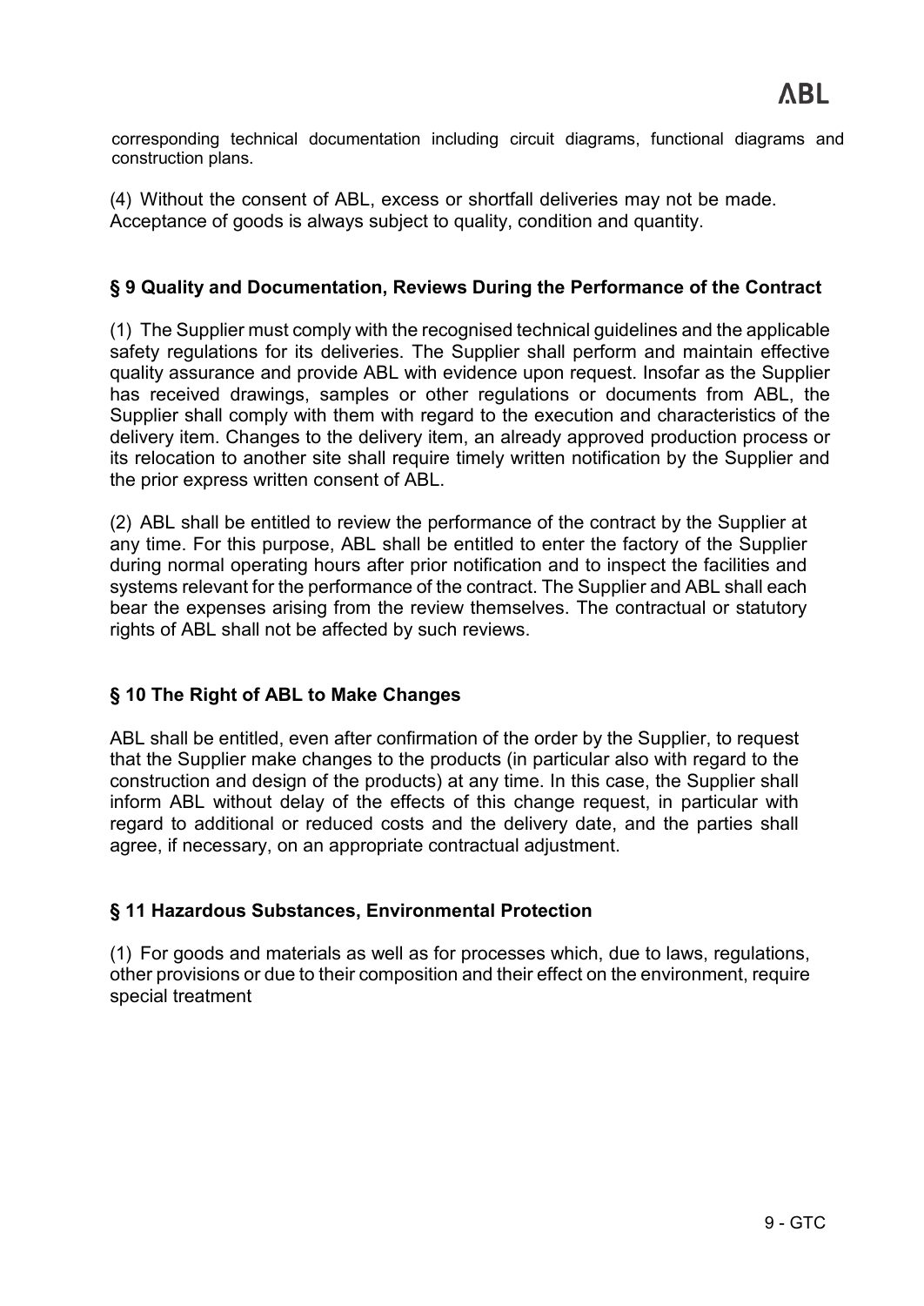corresponding technical documentation including circuit diagrams, functional diagrams and construction plans.

(4) Without the consent of ABL, excess or shortfall deliveries may not be made. Acceptance of goods is always subject to quality, condition and quantity.

## § 9 Quality and Documentation, Reviews During the Performance of the Contract

(1) The Supplier must comply with the recognised technical guidelines and the applicable safety regulations for its deliveries. The Supplier shall perform and maintain effective quality assurance and provide ABL with evidence upon request. Insofar as the Supplier has received drawings, samples or other regulations or documents from ABL, the Supplier shall comply with them with regard to the execution and characteristics of the delivery item. Changes to the delivery item, an already approved production process or its relocation to another site shall require timely written notification by the Supplier and the prior express written consent of ABL.

(2) ABL shall be entitled to review the performance of the contract by the Supplier at any time. For this purpose, ABL shall be entitled to enter the factory of the Supplier during normal operating hours after prior notification and to inspect the facilities and systems relevant for the performance of the contract. The Supplier and ABL shall each bear the expenses arising from the review themselves. The contractual or statutory rights of ABL shall not be affected by such reviews.

## § 10 The Right of ABL to Make Changes

ABL shall be entitled, even after confirmation of the order by the Supplier, to request that the Supplier make changes to the products (in particular also with regard to the construction and design of the products) at any time. In this case, the Supplier shall inform ABL without delay of the effects of this change request, in particular with regard to additional or reduced costs and the delivery date, and the parties shall agree, if necessary, on an appropriate contractual adjustment.

## § 11 Hazardous Substances, Environmental Protection

(1) For goods and materials as well as for processes which, due to laws, regulations, other provisions or due to their composition and their effect on the environment, require special treatment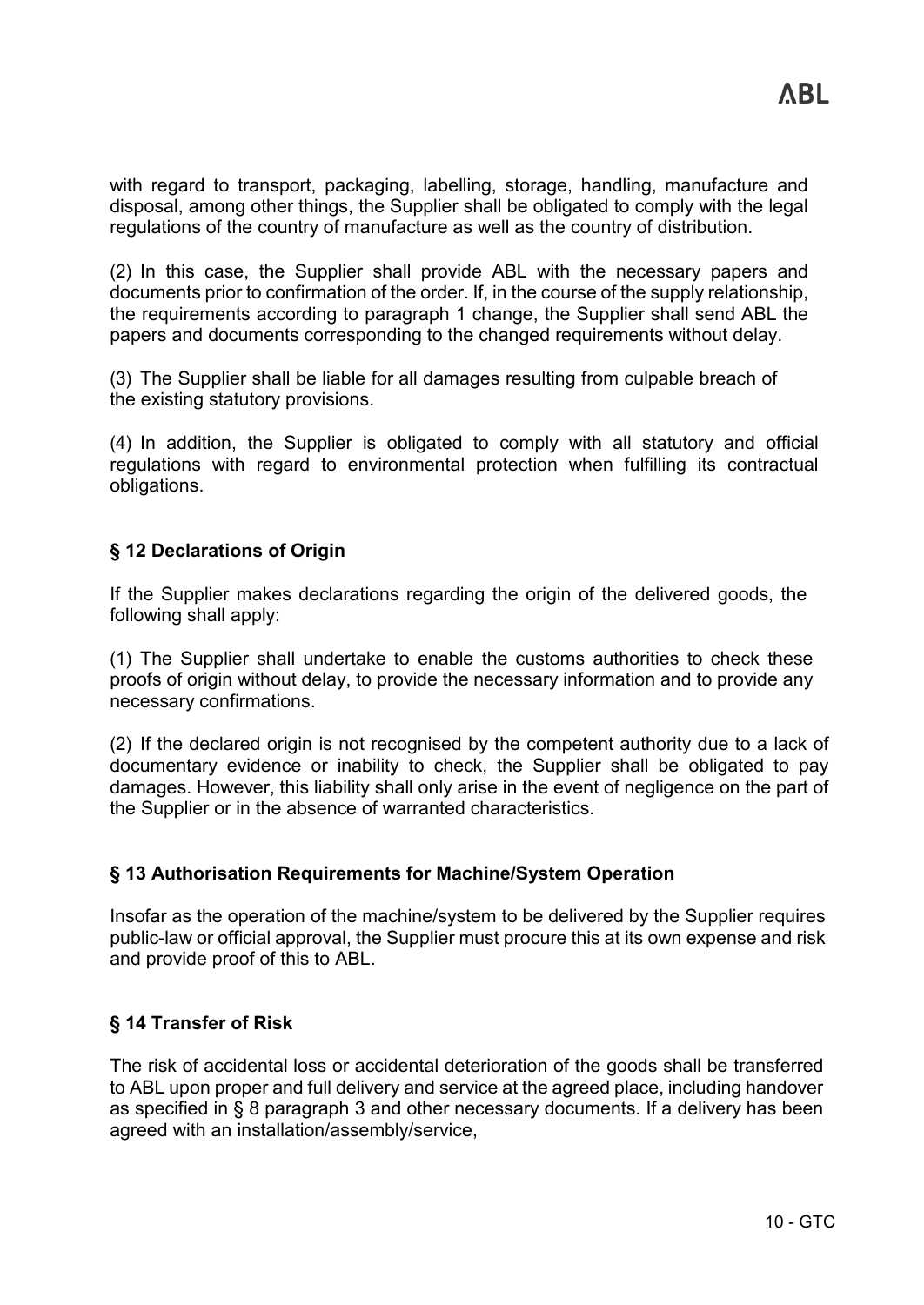with regard to transport, packaging, labelling, storage, handling, manufacture and disposal, among other things, the Supplier shall be obligated to comply with the legal regulations of the country of manufacture as well as the country of distribution.

(2) In this case, the Supplier shall provide ABL with the necessary papers and documents prior to confirmation of the order. If, in the course of the supply relationship, the requirements according to paragraph 1 change, the Supplier shall send ABL the papers and documents corresponding to the changed requirements without delay.

(3) The Supplier shall be liable for all damages resulting from culpable breach of the existing statutory provisions.

(4) In addition, the Supplier is obligated to comply with all statutory and official regulations with regard to environmental protection when fulfilling its contractual obligations.

### § 12 Declarations of Origin

If the Supplier makes declarations regarding the origin of the delivered goods, the following shall apply:

(1) The Supplier shall undertake to enable the customs authorities to check these proofs of origin without delay, to provide the necessary information and to provide any necessary confirmations.

(2) If the declared origin is not recognised by the competent authority due to a lack of documentary evidence or inability to check, the Supplier shall be obligated to pay damages. However, this liability shall only arise in the event of negligence on the part of the Supplier or in the absence of warranted characteristics.

### § 13 Authorisation Requirements for Machine/System Operation

Insofar as the operation of the machine/system to be delivered by the Supplier requires public-law or official approval, the Supplier must procure this at its own expense and risk and provide proof of this to ABL.

### § 14 Transfer of Risk

The risk of accidental loss or accidental deterioration of the goods shall be transferred to ABL upon proper and full delivery and service at the agreed place, including handover as specified in § 8 paragraph 3 and other necessary documents. If a delivery has been agreed with an installation/assembly/service,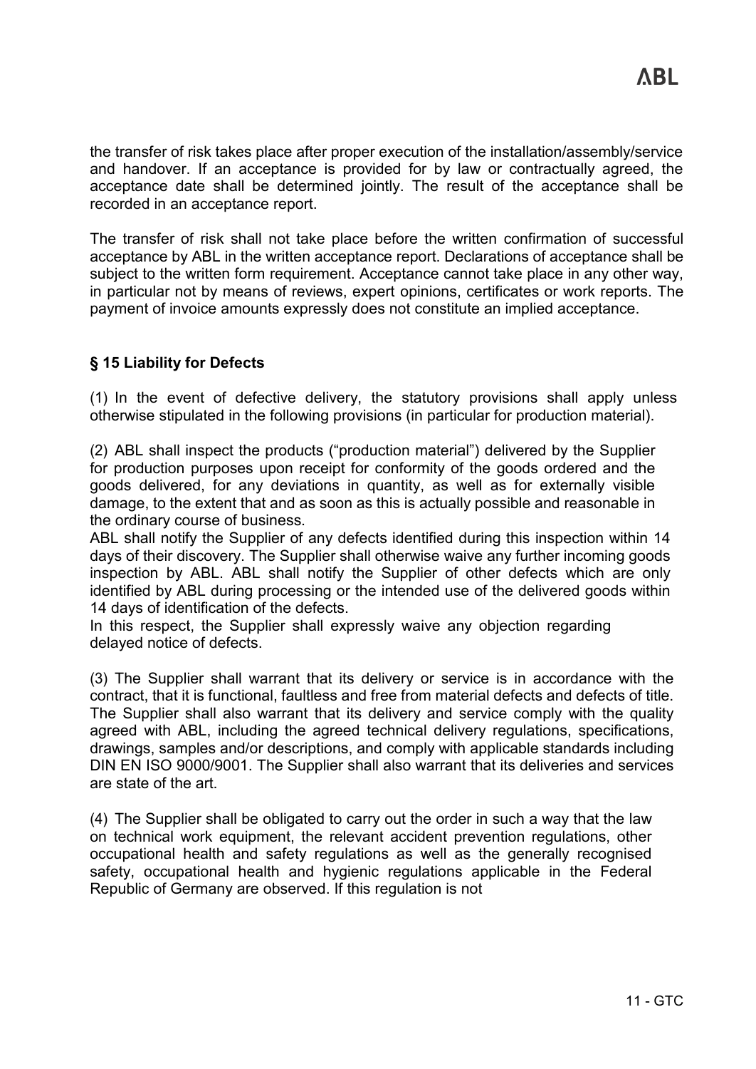the transfer of risk takes place after proper execution of the installation/assembly/service and handover. If an acceptance is provided for by law or contractually agreed, the acceptance date shall be determined jointly. The result of the acceptance shall be recorded in an acceptance report.

The transfer of risk shall not take place before the written confirmation of successful acceptance by ABL in the written acceptance report. Declarations of acceptance shall be subject to the written form requirement. Acceptance cannot take place in any other way, in particular not by means of reviews, expert opinions, certificates or work reports. The payment of invoice amounts expressly does not constitute an implied acceptance.

## § 15 Liability for Defects

(1) In the event of defective delivery, the statutory provisions shall apply unless otherwise stipulated in the following provisions (in particular for production material).

(2) ABL shall inspect the products ("production material") delivered by the Supplier for production purposes upon receipt for conformity of the goods ordered and the goods delivered, for any deviations in quantity, as well as for externally visible damage, to the extent that and as soon as this is actually possible and reasonable in the ordinary course of business.
ABL shall notify the Supplier of any defects identified during this inspection within 14 days of their discovery. The Supplier shall otherwise waive any further incoming goods inspection by ABL. ABL shall notify the Supplier of other defects which are only identified by ABL during processing or the intended use of the delivered goods within 14 days of identification of the defects.
In this respect, the Supplier shall expressly waive any objection regarding delayed notice of defects.

(3) The Supplier shall warrant that its delivery or service is in accordance with the contract, that it is functional, faultless and free from material defects and defects of title. The Supplier shall also warrant that its delivery and service comply with the quality agreed with ABL, including the agreed technical delivery regulations, specifications, drawings, samples and/or descriptions, and comply with applicable standards including DIN EN ISO 9000/9001. The Supplier shall also warrant that its deliveries and services are state of the art.

(4) The Supplier shall be obligated to carry out the order in such a way that the law on technical work equipment, the relevant accident prevention regulations, other occupational health and safety regulations as well as the generally recognised safety, occupational health and hygienic regulations applicable in the Federal Republic of Germany are observed. If this regulation is not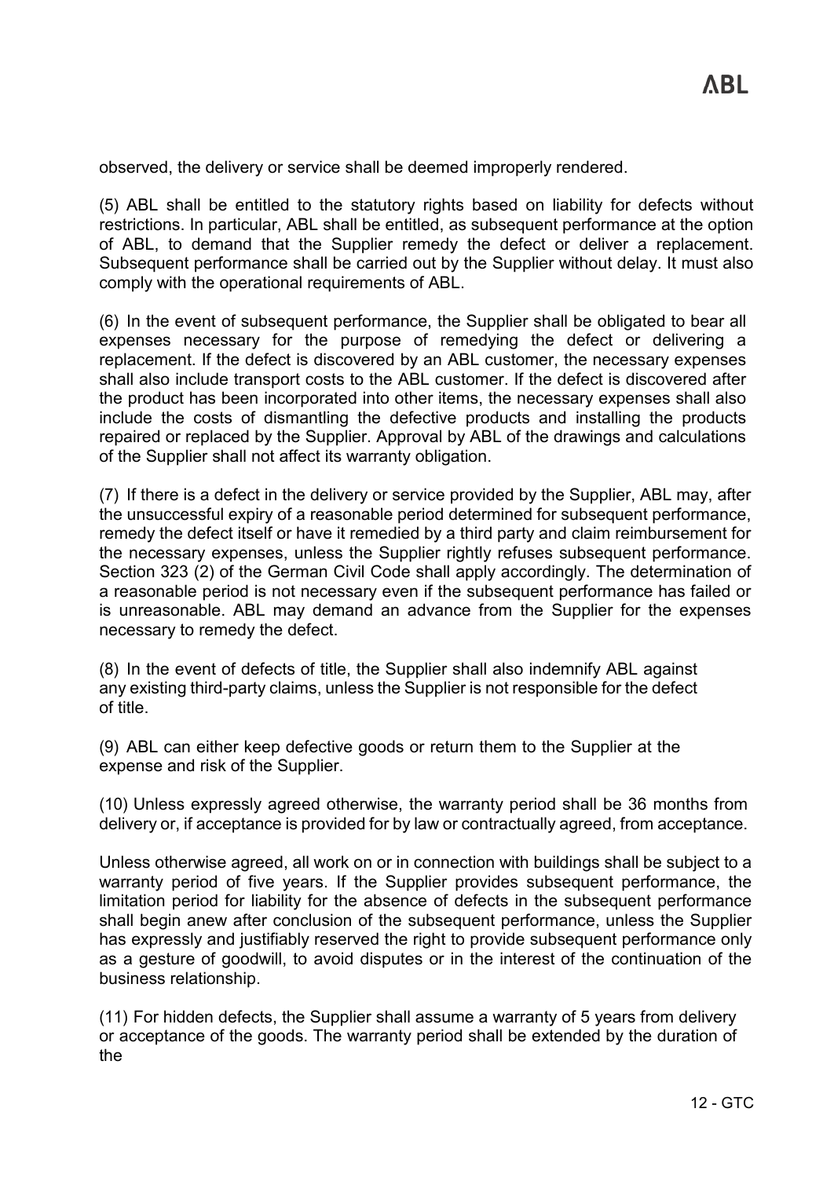observed, the delivery or service shall be deemed improperly rendered.

(5) ABL shall be entitled to the statutory rights based on liability for defects without restrictions. In particular, ABL shall be entitled, as subsequent performance at the option of ABL, to demand that the Supplier remedy the defect or deliver a replacement. Subsequent performance shall be carried out by the Supplier without delay. It must also comply with the operational requirements of ABL.

(6) In the event of subsequent performance, the Supplier shall be obligated to bear all expenses necessary for the purpose of remedying the defect or delivering a replacement. If the defect is discovered by an ABL customer, the necessary expenses shall also include transport costs to the ABL customer. If the defect is discovered after the product has been incorporated into other items, the necessary expenses shall also include the costs of dismantling the defective products and installing the products repaired or replaced by the Supplier. Approval by ABL of the drawings and calculations of the Supplier shall not affect its warranty obligation.

(7) If there is a defect in the delivery or service provided by the Supplier, ABL may, after the unsuccessful expiry of a reasonable period determined for subsequent performance, remedy the defect itself or have it remedied by a third party and claim reimbursement for the necessary expenses, unless the Supplier rightly refuses subsequent performance. Section 323 (2) of the German Civil Code shall apply accordingly. The determination of a reasonable period is not necessary even if the subsequent performance has failed or is unreasonable. ABL may demand an advance from the Supplier for the expenses necessary to remedy the defect.

(8) In the event of defects of title, the Supplier shall also indemnify ABL against any existing third-party claims, unless the Supplier is not responsible for the defect of title.

(9) ABL can either keep defective goods or return them to the Supplier at the expense and risk of the Supplier.

(10) Unless expressly agreed otherwise, the warranty period shall be 36 months from delivery or, if acceptance is provided for by law or contractually agreed, from acceptance.

Unless otherwise agreed, all work on or in connection with buildings shall be subject to a warranty period of five years. If the Supplier provides subsequent performance, the limitation period for liability for the absence of defects in the subsequent performance shall begin anew after conclusion of the subsequent performance, unless the Supplier has expressly and justifiably reserved the right to provide subsequent performance only as a gesture of goodwill, to avoid disputes or in the interest of the continuation of the business relationship.

(11) For hidden defects, the Supplier shall assume a warranty of 5 years from delivery or acceptance of the goods. The warranty period shall be extended by the duration of the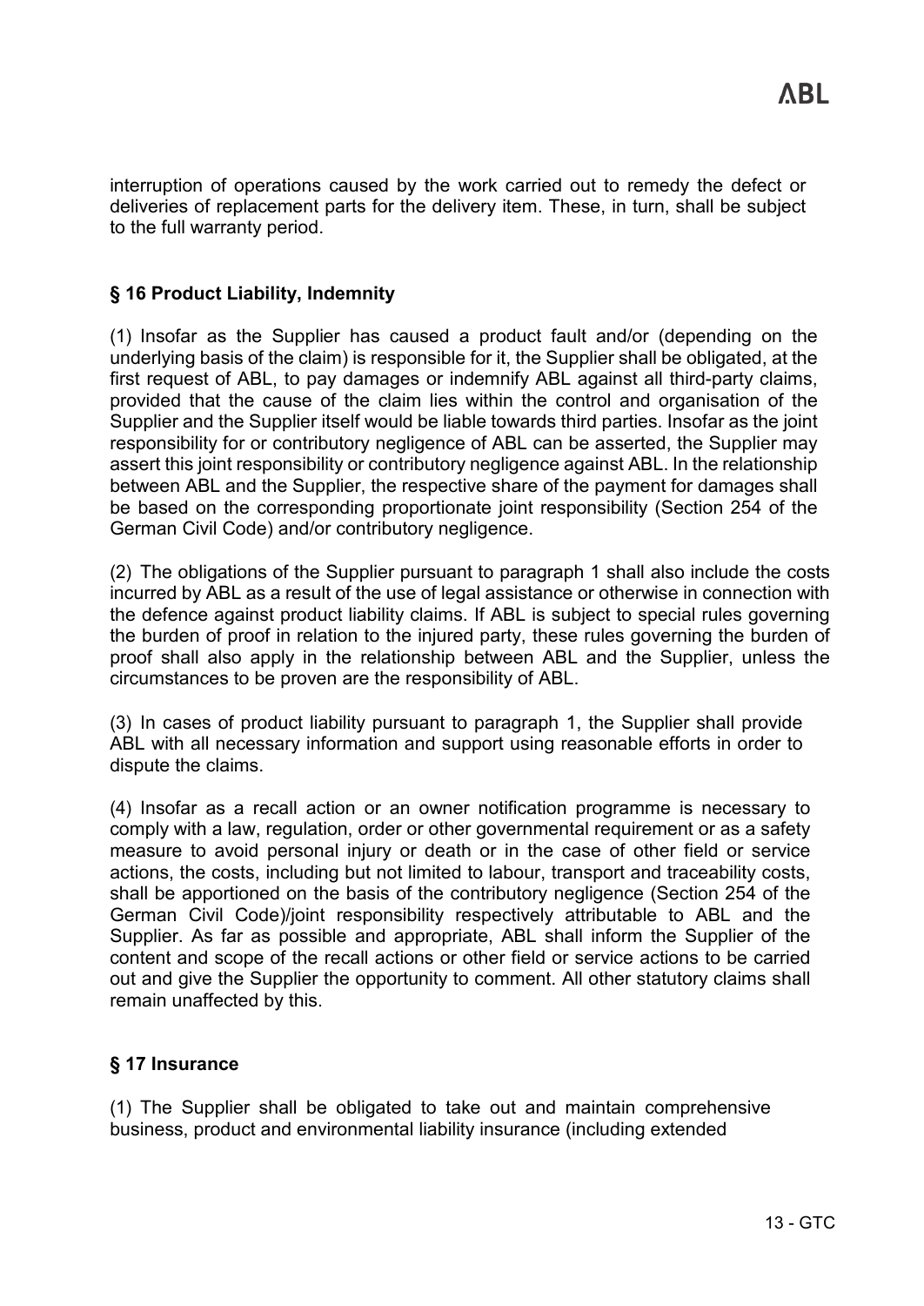interruption of operations caused by the work carried out to remedy the defect or deliveries of replacement parts for the delivery item. These, in turn, shall be subject to the full warranty period.

### § 16 Product Liability, Indemnity

(1) Insofar as the Supplier has caused a product fault and/or (depending on the underlying basis of the claim) is responsible for it, the Supplier shall be obligated, at the first request of ABL, to pay damages or indemnify ABL against all third-party claims, provided that the cause of the claim lies within the control and organisation of the Supplier and the Supplier itself would be liable towards third parties. Insofar as the joint responsibility for or contributory negligence of ABL can be asserted, the Supplier may assert this joint responsibility or contributory negligence against ABL. In the relationship between ABL and the Supplier, the respective share of the payment for damages shall be based on the corresponding proportionate joint responsibility (Section 254 of the German Civil Code) and/or contributory negligence.

(2) The obligations of the Supplier pursuant to paragraph 1 shall also include the costs incurred by ABL as a result of the use of legal assistance or otherwise in connection with the defence against product liability claims. If ABL is subject to special rules governing the burden of proof in relation to the injured party, these rules governing the burden of proof shall also apply in the relationship between ABL and the Supplier, unless the circumstances to be proven are the responsibility of ABL.

(3) In cases of product liability pursuant to paragraph 1, the Supplier shall provide ABL with all necessary information and support using reasonable efforts in order to dispute the claims.

(4) Insofar as a recall action or an owner notification programme is necessary to comply with a law, regulation, order or other governmental requirement or as a safety measure to avoid personal injury or death or in the case of other field or service actions, the costs, including but not limited to labour, transport and traceability costs, shall be apportioned on the basis of the contributory negligence (Section 254 of the German Civil Code)/joint responsibility respectively attributable to ABL and the Supplier. As far as possible and appropriate, ABL shall inform the Supplier of the content and scope of the recall actions or other field or service actions to be carried out and give the Supplier the opportunity to comment. All other statutory claims shall remain unaffected by this.

### § 17 Insurance

(1) The Supplier shall be obligated to take out and maintain comprehensive business, product and environmental liability insurance (including extended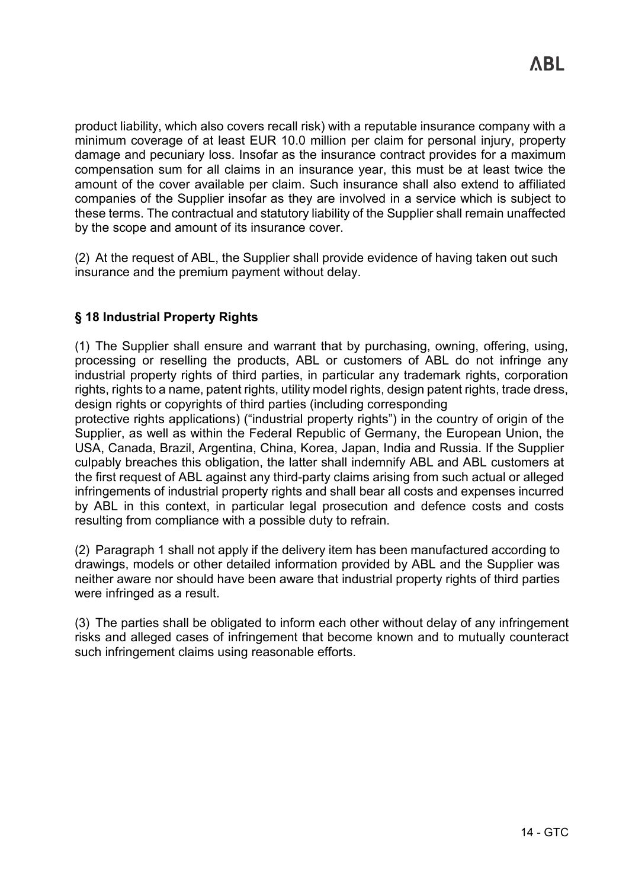product liability, which also covers recall risk) with a reputable insurance company with a minimum coverage of at least EUR 10.0 million per claim for personal injury, property damage and pecuniary loss. Insofar as the insurance contract provides for a maximum compensation sum for all claims in an insurance year, this must be at least twice the amount of the cover available per claim. Such insurance shall also extend to affiliated companies of the Supplier insofar as they are involved in a service which is subject to these terms. The contractual and statutory liability of the Supplier shall remain unaffected by the scope and amount of its insurance cover.

(2) At the request of ABL, the Supplier shall provide evidence of having taken out such insurance and the premium payment without delay.

## § 18 Industrial Property Rights

(1) The Supplier shall ensure and warrant that by purchasing, owning, offering, using, processing or reselling the products, ABL or customers of ABL do not infringe any industrial property rights of third parties, in particular any trademark rights, corporation rights, rights to a name, patent rights, utility model rights, design patent rights, trade dress, design rights or copyrights of third parties (including corresponding protective rights applications) ("industrial property rights") in the country of origin of the Supplier, as well as within the Federal Republic of Germany, the European Union, the USA, Canada, Brazil, Argentina, China, Korea, Japan, India and Russia. If the Supplier culpably breaches this obligation, the latter shall indemnify ABL and ABL customers at the first request of ABL against any third-party claims arising from such actual or alleged infringements of industrial property rights and shall bear all costs and expenses incurred by ABL in this context, in particular legal prosecution and defence costs and costs resulting from compliance with a possible duty to refrain.

(2) Paragraph 1 shall not apply if the delivery item has been manufactured according to drawings, models or other detailed information provided by ABL and the Supplier was neither aware nor should have been aware that industrial property rights of third parties were infringed as a result.

(3) The parties shall be obligated to inform each other without delay of any infringement risks and alleged cases of infringement that become known and to mutually counteract such infringement claims using reasonable efforts.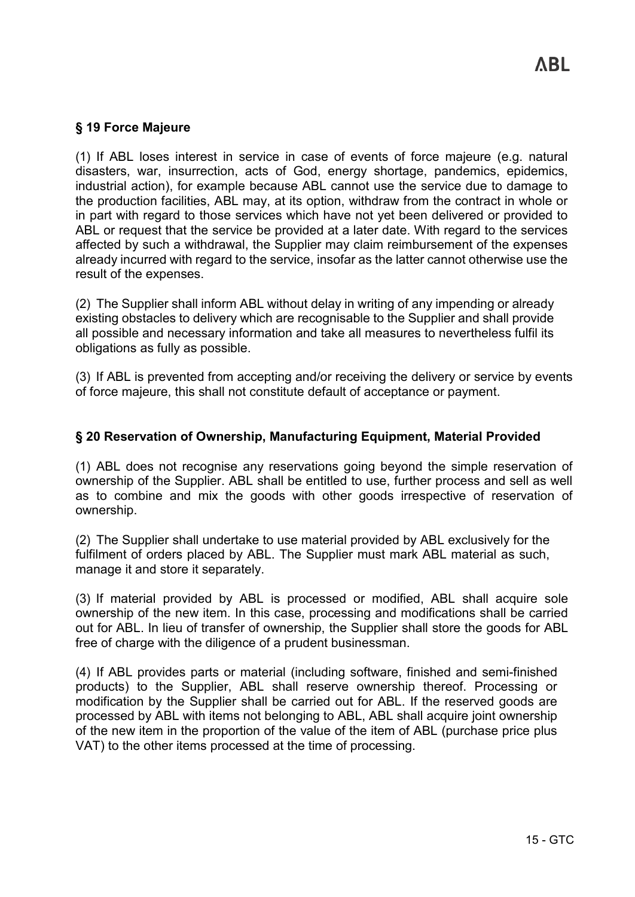## § 19 Force Majeure

(1) If ABL loses interest in service in case of events of force majeure (e.g. natural disasters, war, insurrection, acts of God, energy shortage, pandemics, epidemics, industrial action), for example because ABL cannot use the service due to damage to the production facilities, ABL may, at its option, withdraw from the contract in whole or in part with regard to those services which have not yet been delivered or provided to ABL or request that the service be provided at a later date. With regard to the services affected by such a withdrawal, the Supplier may claim reimbursement of the expenses already incurred with regard to the service, insofar as the latter cannot otherwise use the result of the expenses.

(2) The Supplier shall inform ABL without delay in writing of any impending or already existing obstacles to delivery which are recognisable to the Supplier and shall provide all possible and necessary information and take all measures to nevertheless fulfil its obligations as fully as possible.

(3) If ABL is prevented from accepting and/or receiving the delivery or service by events of force majeure, this shall not constitute default of acceptance or payment.

## § 20 Reservation of Ownership, Manufacturing Equipment, Material Provided

(1) ABL does not recognise any reservations going beyond the simple reservation of ownership of the Supplier. ABL shall be entitled to use, further process and sell as well as to combine and mix the goods with other goods irrespective of reservation of ownership.

(2) The Supplier shall undertake to use material provided by ABL exclusively for the fulfilment of orders placed by ABL. The Supplier must mark ABL material as such, manage it and store it separately.

(3) If material provided by ABL is processed or modified, ABL shall acquire sole ownership of the new item. In this case, processing and modifications shall be carried out for ABL. In lieu of transfer of ownership, the Supplier shall store the goods for ABL free of charge with the diligence of a prudent businessman.

(4) If ABL provides parts or material (including software, finished and semi-finished products) to the Supplier, ABL shall reserve ownership thereof. Processing or modification by the Supplier shall be carried out for ABL. If the reserved goods are processed by ABL with items not belonging to ABL, ABL shall acquire joint ownership of the new item in the proportion of the value of the item of ABL (purchase price plus VAT) to the other items processed at the time of processing.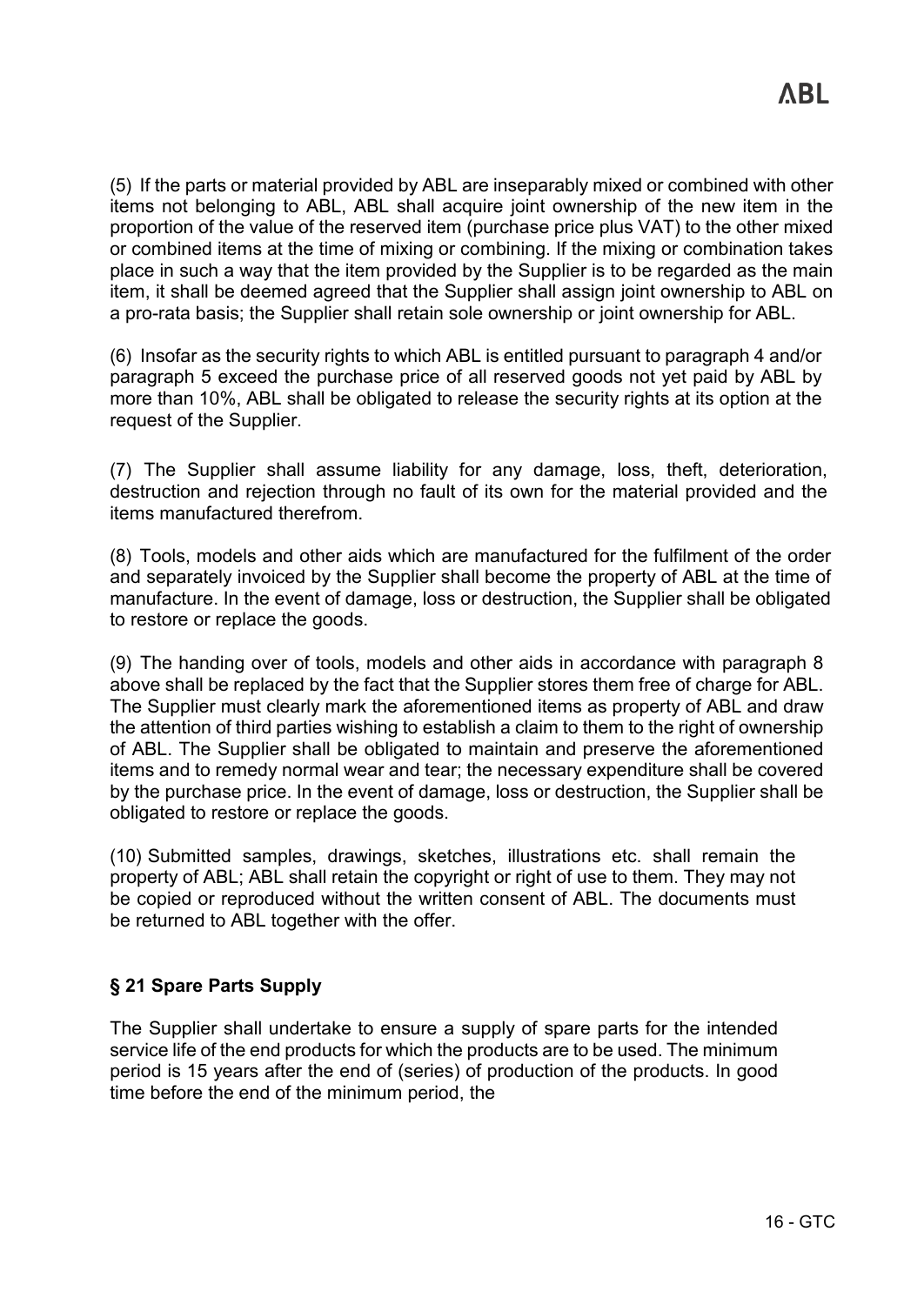(5) If the parts or material provided by ABL are inseparably mixed or combined with other items not belonging to ABL, ABL shall acquire joint ownership of the new item in the proportion of the value of the reserved item (purchase price plus VAT) to the other mixed or combined items at the time of mixing or combining. If the mixing or combination takes place in such a way that the item provided by the Supplier is to be regarded as the main item, it shall be deemed agreed that the Supplier shall assign joint ownership to ABL on a pro-rata basis; the Supplier shall retain sole ownership or joint ownership for ABL.

(6) Insofar as the security rights to which ABL is entitled pursuant to paragraph 4 and/or paragraph 5 exceed the purchase price of all reserved goods not yet paid by ABL by more than 10%, ABL shall be obligated to release the security rights at its option at the request of the Supplier.

(7) The Supplier shall assume liability for any damage, loss, theft, deterioration, destruction and rejection through no fault of its own for the material provided and the items manufactured therefrom.

(8) Tools, models and other aids which are manufactured for the fulfilment of the order and separately invoiced by the Supplier shall become the property of ABL at the time of manufacture. In the event of damage, loss or destruction, the Supplier shall be obligated to restore or replace the goods.

(9) The handing over of tools, models and other aids in accordance with paragraph 8 above shall be replaced by the fact that the Supplier stores them free of charge for ABL. The Supplier must clearly mark the aforementioned items as property of ABL and draw the attention of third parties wishing to establish a claim to them to the right of ownership of ABL. The Supplier shall be obligated to maintain and preserve the aforementioned items and to remedy normal wear and tear; the necessary expenditure shall be covered by the purchase price. In the event of damage, loss or destruction, the Supplier shall be obligated to restore or replace the goods.

(10) Submitted samples, drawings, sketches, illustrations etc. shall remain the property of ABL; ABL shall retain the copyright or right of use to them. They may not be copied or reproduced without the written consent of ABL. The documents must be returned to ABL together with the offer.

## § 21 Spare Parts Supply

The Supplier shall undertake to ensure a supply of spare parts for the intended service life of the end products for which the products are to be used. The minimum period is 15 years after the end of (series) of production of the products. In good time before the end of the minimum period, the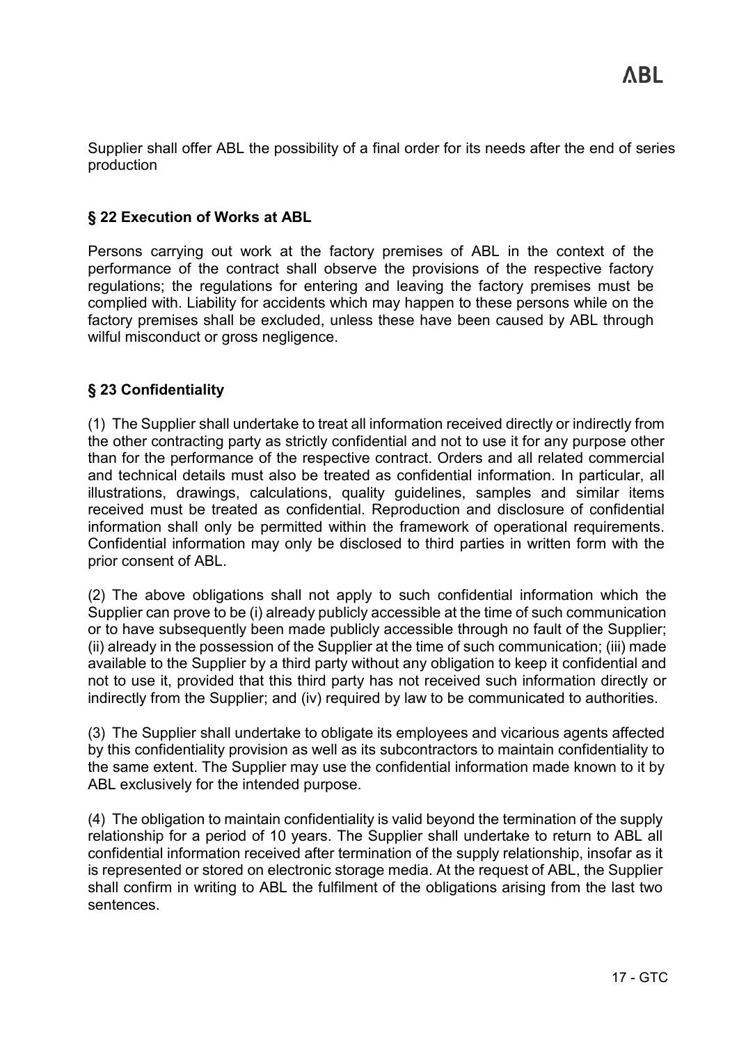Supplier shall offer ABL the possibility of a final order for its needs after the end of series production

### § 22 Execution of Works at ABL

Persons carrying out work at the factory premises of ABL in the context of the performance of the contract shall observe the provisions of the respective factory regulations; the regulations for entering and leaving the factory premises must be complied with. Liability for accidents which may happen to these persons while on the factory premises shall be excluded, unless these have been caused by ABL through wilful misconduct or gross negligence.

### § 23 Confidentiality

(1) The Supplier shall undertake to treat all information received directly or indirectly from the other contracting party as strictly confidential and not to use it for any purpose other than for the performance of the respective contract. Orders and all related commercial and technical details must also be treated as confidential information. In particular, all illustrations, drawings, calculations, quality guidelines, samples and similar items received must be treated as confidential. Reproduction and disclosure of confidential information shall only be permitted within the framework of operational requirements. Confidential information may only be disclosed to third parties in written form with the prior consent of ABL.

(2) The above obligations shall not apply to such confidential information which the Supplier can prove to be (i) already publicly accessible at the time of such communication or to have subsequently been made publicly accessible through no fault of the Supplier; (ii) already in the possession of the Supplier at the time of such communication; (iii) made available to the Supplier by a third party without any obligation to keep it confidential and not to use it, provided that this third party has not received such information directly or indirectly from the Supplier; and (iv) required by law to be communicated to authorities.

(3) The Supplier shall undertake to obligate its employees and vicarious agents affected by this confidentiality provision as well as its subcontractors to maintain confidentiality to the same extent. The Supplier may use the confidential information made known to it by ABL exclusively for the intended purpose.

(4) The obligation to maintain confidentiality is valid beyond the termination of the supply relationship for a period of 10 years. The Supplier shall undertake to return to ABL all confidential information received after termination of the supply relationship, insofar as it is represented or stored on electronic storage media. At the request of ABL, the Supplier shall confirm in writing to ABL the fulfilment of the obligations arising from the last two sentences.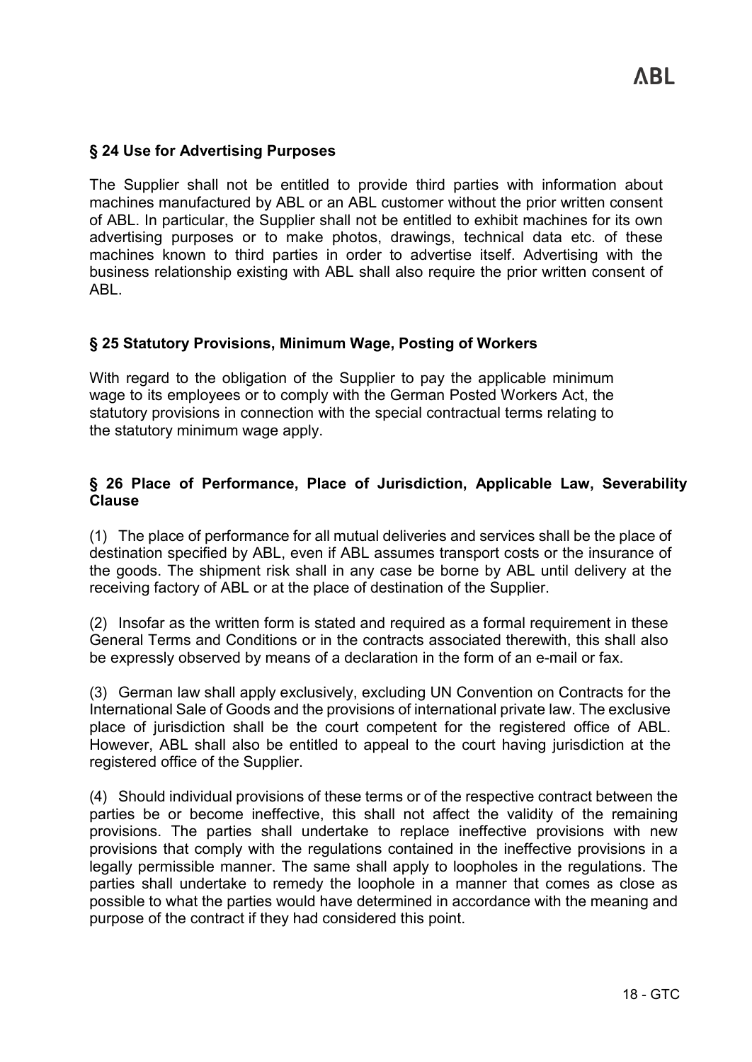## § 24 Use for Advertising Purposes

The Supplier shall not be entitled to provide third parties with information about machines manufactured by ABL or an ABL customer without the prior written consent of ABL. In particular, the Supplier shall not be entitled to exhibit machines for its own advertising purposes or to make photos, drawings, technical data etc. of these machines known to third parties in order to advertise itself. Advertising with the business relationship existing with ABL shall also require the prior written consent of ABL.

## § 25 Statutory Provisions, Minimum Wage, Posting of Workers

With regard to the obligation of the Supplier to pay the applicable minimum wage to its employees or to comply with the German Posted Workers Act, the statutory provisions in connection with the special contractual terms relating to the statutory minimum wage apply.

## § 26 Place of Performance, Place of Jurisdiction, Applicable Law, Severability Clause

(1) The place of performance for all mutual deliveries and services shall be the place of destination specified by ABL, even if ABL assumes transport costs or the insurance of the goods. The shipment risk shall in any case be borne by ABL until delivery at the receiving factory of ABL or at the place of destination of the Supplier.

(2) Insofar as the written form is stated and required as a formal requirement in these General Terms and Conditions or in the contracts associated therewith, this shall also be expressly observed by means of a declaration in the form of an e-mail or fax.

(3) German law shall apply exclusively, excluding UN Convention on Contracts for the International Sale of Goods and the provisions of international private law. The exclusive place of jurisdiction shall be the court competent for the registered office of ABL. However, ABL shall also be entitled to appeal to the court having jurisdiction at the registered office of the Supplier.

(4) Should individual provisions of these terms or of the respective contract between the parties be or become ineffective, this shall not affect the validity of the remaining provisions. The parties shall undertake to replace ineffective provisions with new provisions that comply with the regulations contained in the ineffective provisions in a legally permissible manner. The same shall apply to loopholes in the regulations. The parties shall undertake to remedy the loophole in a manner that comes as close as possible to what the parties would have determined in accordance with the meaning and purpose of the contract if they had considered this point.